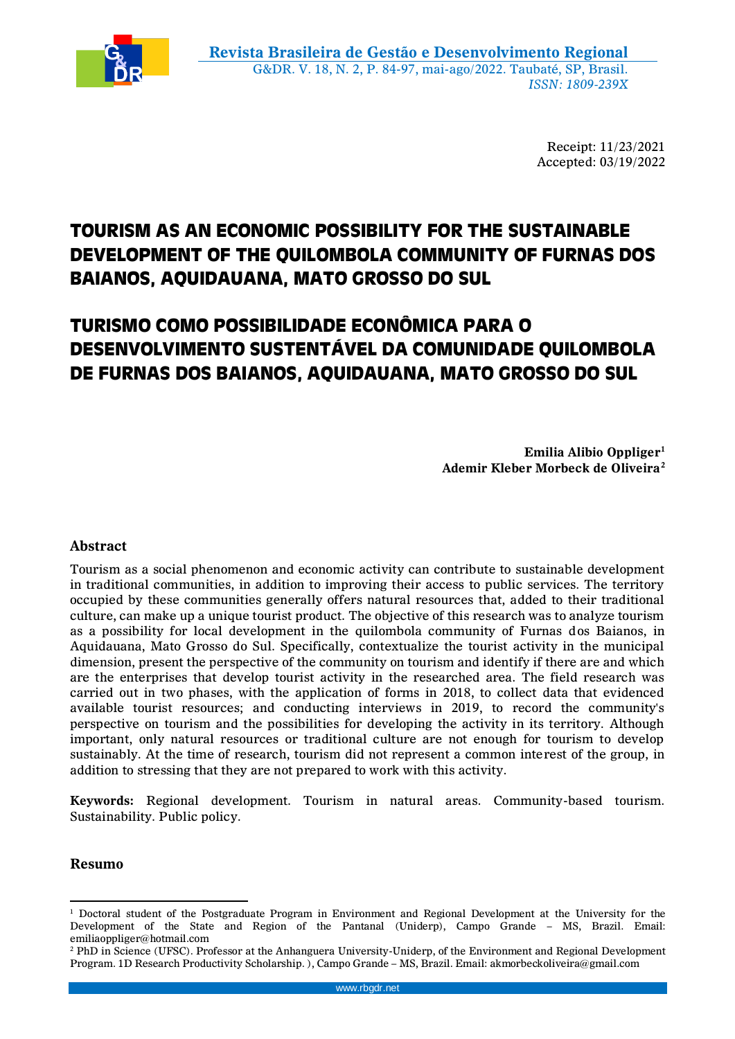Receipt: 11/23/2021
Accepted: 03/19/2022

# TOURISM AS AN ECONOMIC POSSIBILITY FOR THE SUSTAINABLE DEVELOPMENT OF THE QUILOMBOLA COMMUNITY OF FURNAS DOS BAIANOS, AQUIDAUANA, MATO GROSSO DO SUL

# TURISMO COMO POSSIBILIDADE ECONÔMICA PARA O DESENVOLVIMENTO SUSTENTÁVEL DA COMUNIDADE QUILOMBOLA DE FURNAS DOS BAIANOS, AQUIDAUANA, MATO GROSSO DO SUL

**Emilia Alibio Oppliger[1]**
**Ademir Kleber Morbeck de Oliveira[2]**

## Abstract

Tourism as a social phenomenon and economic activity can contribute to sustainable development in traditional communities, in addition to improving their access to public services. The territory occupied by these communities generally offers natural resources that, added to their traditional culture, can make up a unique tourist product. The objective of this research was to analyze tourism as a possibility for local development in the quilombola community of Furnas dos Baianos, in Aquidauana, Mato Grosso do Sul. Specifically, contextualize the tourist activity in the municipal dimension, present the perspective of the community on tourism and identify if there are and which are the enterprises that develop tourist activity in the researched area. The field research was carried out in two phases, with the application of forms in 2018, to collect data that evidenced available tourist resources; and conducting interviews in 2019, to record the community's perspective on tourism and the possibilities for developing the activity in its territory. Although important, only natural resources or traditional culture are not enough for tourism to develop sustainably. At the time of research, tourism did not represent a common interest of the group, in addition to stressing that they are not prepared to work with this activity.

**Keywords:** Regional development. Tourism in natural areas. Community-based tourism. Sustainability. Public policy.

## Resumo

---

[1] Doctoral student of the Postgraduate Program in Environment and Regional Development at the University for the Development of the State and Region of the Pantanal (Uniderp), Campo Grande – MS, Brazil. Email: emiliaoppliger@hotmail.com

[2] PhD in Science (UFSC). Professor at the Anhanguera University-Uniderp, of the Environment and Regional Development Program. 1D Research Productivity Scholarship. ), Campo Grande – MS, Brazil. Email: akmorbeckoliveira@gmail.com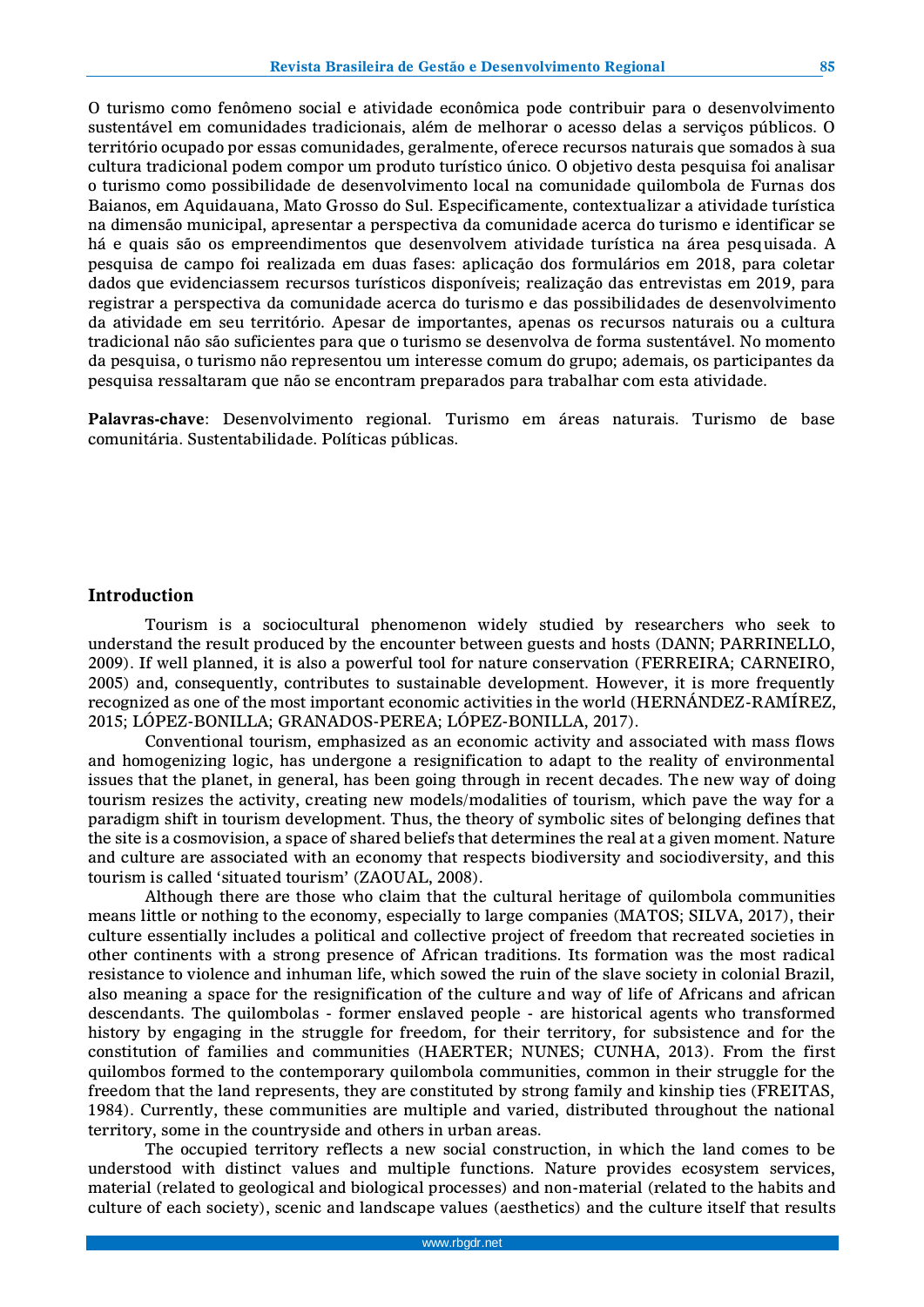O turismo como fenômeno social e atividade econômica pode contribuir para o desenvolvimento sustentável em comunidades tradicionais, além de melhorar o acesso delas a serviços públicos. O território ocupado por essas comunidades, geralmente, oferece recursos naturais que somados à sua cultura tradicional podem compor um produto turístico único. O objetivo desta pesquisa foi analisar o turismo como possibilidade de desenvolvimento local na comunidade quilombola de Furnas dos Baianos, em Aquidauana, Mato Grosso do Sul. Especificamente, contextualizar a atividade turística na dimensão municipal, apresentar a perspectiva da comunidade acerca do turismo e identificar se há e quais são os empreendimentos que desenvolvem atividade turística na área pesquisada. A pesquisa de campo foi realizada em duas fases: aplicação dos formulários em 2018, para coletar dados que evidenciassem recursos turísticos disponíveis; realização das entrevistas em 2019, para registrar a perspectiva da comunidade acerca do turismo e das possibilidades de desenvolvimento da atividade em seu território. Apesar de importantes, apenas os recursos naturais ou a cultura tradicional não são suficientes para que o turismo se desenvolva de forma sustentável. No momento da pesquisa, o turismo não representou um interesse comum do grupo; ademais, os participantes da pesquisa ressaltaram que não se encontram preparados para trabalhar com esta atividade.

**Palavras-chave**: Desenvolvimento regional. Turismo em áreas naturais. Turismo de base comunitária. Sustentabilidade. Políticas públicas.

## Introduction

Tourism is a sociocultural phenomenon widely studied by researchers who seek to understand the result produced by the encounter between guests and hosts (DANN; PARRINELLO, 2009). If well planned, it is also a powerful tool for nature conservation (FERREIRA; CARNEIRO, 2005) and, consequently, contributes to sustainable development. However, it is more frequently recognized as one of the most important economic activities in the world (HERNÁNDEZ-RAMÍREZ, 2015; LÓPEZ-BONILLA; GRANADOS-PEREA; LÓPEZ-BONILLA, 2017).

Conventional tourism, emphasized as an economic activity and associated with mass flows and homogenizing logic, has undergone a resignification to adapt to the reality of environmental issues that the planet, in general, has been going through in recent decades. The new way of doing tourism resizes the activity, creating new models/modalities of tourism, which pave the way for a paradigm shift in tourism development. Thus, the theory of symbolic sites of belonging defines that the site is a cosmovision, a space of shared beliefs that determines the real at a given moment. Nature and culture are associated with an economy that respects biodiversity and sociodiversity, and this tourism is called 'situated tourism' (ZAOUAL, 2008).

Although there are those who claim that the cultural heritage of quilombola communities means little or nothing to the economy, especially to large companies (MATOS; SILVA, 2017), their culture essentially includes a political and collective project of freedom that recreated societies in other continents with a strong presence of African traditions. Its formation was the most radical resistance to violence and inhuman life, which sowed the ruin of the slave society in colonial Brazil, also meaning a space for the resignification of the culture and way of life of Africans and african descendants. The quilombolas - former enslaved people - are historical agents who transformed history by engaging in the struggle for freedom, for their territory, for subsistence and for the constitution of families and communities (HAERTER; NUNES; CUNHA, 2013). From the first quilombos formed to the contemporary quilombola communities, common in their struggle for the freedom that the land represents, they are constituted by strong family and kinship ties (FREITAS, 1984). Currently, these communities are multiple and varied, distributed throughout the national territory, some in the countryside and others in urban areas.

The occupied territory reflects a new social construction, in which the land comes to be understood with distinct values and multiple functions. Nature provides ecosystem services, material (related to geological and biological processes) and non-material (related to the habits and culture of each society), scenic and landscape values (aesthetics) and the culture itself that results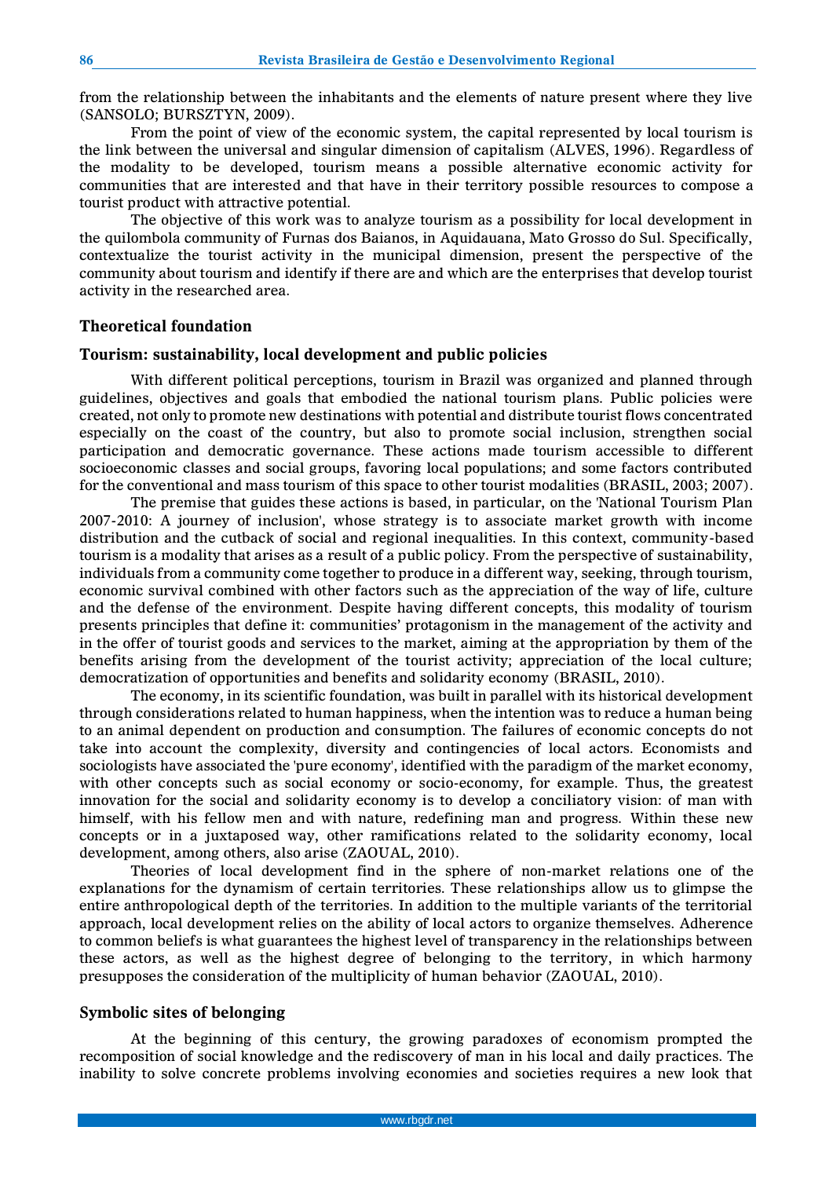from the relationship between the inhabitants and the elements of nature present where they live (SANSOLO; BURSZTYN, 2009).

From the point of view of the economic system, the capital represented by local tourism is the link between the universal and singular dimension of capitalism (ALVES, 1996). Regardless of the modality to be developed, tourism means a possible alternative economic activity for communities that are interested and that have in their territory possible resources to compose a tourist product with attractive potential.

The objective of this work was to analyze tourism as a possibility for local development in the quilombola community of Furnas dos Baianos, in Aquidauana, Mato Grosso do Sul. Specifically, contextualize the tourist activity in the municipal dimension, present the perspective of the community about tourism and identify if there are and which are the enterprises that develop tourist activity in the researched area.

## Theoretical foundation

### Tourism: sustainability, local development and public policies

With different political perceptions, tourism in Brazil was organized and planned through guidelines, objectives and goals that embodied the national tourism plans. Public policies were created, not only to promote new destinations with potential and distribute tourist flows concentrated especially on the coast of the country, but also to promote social inclusion, strengthen social participation and democratic governance. These actions made tourism accessible to different socioeconomic classes and social groups, favoring local populations; and some factors contributed for the conventional and mass tourism of this space to other tourist modalities (BRASIL, 2003; 2007).

The premise that guides these actions is based, in particular, on the 'National Tourism Plan 2007-2010: A journey of inclusion', whose strategy is to associate market growth with income distribution and the cutback of social and regional inequalities. In this context, community-based tourism is a modality that arises as a result of a public policy. From the perspective of sustainability, individuals from a community come together to produce in a different way, seeking, through tourism, economic survival combined with other factors such as the appreciation of the way of life, culture and the defense of the environment. Despite having different concepts, this modality of tourism presents principles that define it: communities' protagonism in the management of the activity and in the offer of tourist goods and services to the market, aiming at the appropriation by them of the benefits arising from the development of the tourist activity; appreciation of the local culture; democratization of opportunities and benefits and solidarity economy (BRASIL, 2010).

The economy, in its scientific foundation, was built in parallel with its historical development through considerations related to human happiness, when the intention was to reduce a human being to an animal dependent on production and consumption. The failures of economic concepts do not take into account the complexity, diversity and contingencies of local actors. Economists and sociologists have associated the 'pure economy', identified with the paradigm of the market economy, with other concepts such as social economy or socio-economy, for example. Thus, the greatest innovation for the social and solidarity economy is to develop a conciliatory vision: of man with himself, with his fellow men and with nature, redefining man and progress. Within these new concepts or in a juxtaposed way, other ramifications related to the solidarity economy, local development, among others, also arise (ZAOUAL, 2010).

Theories of local development find in the sphere of non-market relations one of the explanations for the dynamism of certain territories. These relationships allow us to glimpse the entire anthropological depth of the territories. In addition to the multiple variants of the territorial approach, local development relies on the ability of local actors to organize themselves. Adherence to common beliefs is what guarantees the highest level of transparency in the relationships between these actors, as well as the highest degree of belonging to the territory, in which harmony presupposes the consideration of the multiplicity of human behavior (ZAOUAL, 2010).

### Symbolic sites of belonging

At the beginning of this century, the growing paradoxes of economism prompted the recomposition of social knowledge and the rediscovery of man in his local and daily practices. The inability to solve concrete problems involving economies and societies requires a new look that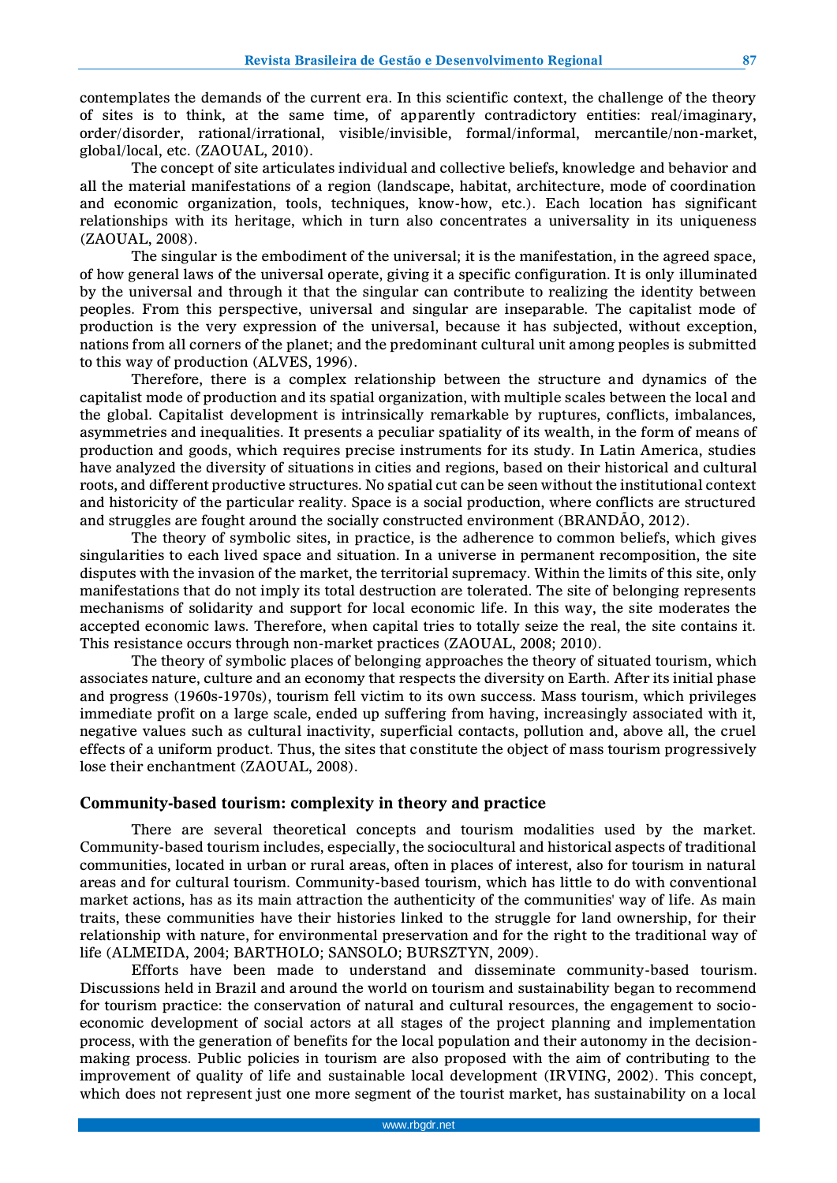contemplates the demands of the current era. In this scientific context, the challenge of the theory of sites is to think, at the same time, of apparently contradictory entities: real/imaginary, order/disorder, rational/irrational, visible/invisible, formal/informal, mercantile/non-market, global/local, etc. (ZAOUAL, 2010).

The concept of site articulates individual and collective beliefs, knowledge and behavior and all the material manifestations of a region (landscape, habitat, architecture, mode of coordination and economic organization, tools, techniques, know-how, etc.). Each location has significant relationships with its heritage, which in turn also concentrates a universality in its uniqueness (ZAOUAL, 2008).

The singular is the embodiment of the universal; it is the manifestation, in the agreed space, of how general laws of the universal operate, giving it a specific configuration. It is only illuminated by the universal and through it that the singular can contribute to realizing the identity between peoples. From this perspective, universal and singular are inseparable. The capitalist mode of production is the very expression of the universal, because it has subjected, without exception, nations from all corners of the planet; and the predominant cultural unit among peoples is submitted to this way of production (ALVES, 1996).

Therefore, there is a complex relationship between the structure and dynamics of the capitalist mode of production and its spatial organization, with multiple scales between the local and the global. Capitalist development is intrinsically remarkable by ruptures, conflicts, imbalances, asymmetries and inequalities. It presents a peculiar spatiality of its wealth, in the form of means of production and goods, which requires precise instruments for its study. In Latin America, studies have analyzed the diversity of situations in cities and regions, based on their historical and cultural roots, and different productive structures. No spatial cut can be seen without the institutional context and historicity of the particular reality. Space is a social production, where conflicts are structured and struggles are fought around the socially constructed environment (BRANDÃO, 2012).

The theory of symbolic sites, in practice, is the adherence to common beliefs, which gives singularities to each lived space and situation. In a universe in permanent recomposition, the site disputes with the invasion of the market, the territorial supremacy. Within the limits of this site, only manifestations that do not imply its total destruction are tolerated. The site of belonging represents mechanisms of solidarity and support for local economic life. In this way, the site moderates the accepted economic laws. Therefore, when capital tries to totally seize the real, the site contains it. This resistance occurs through non-market practices (ZAOUAL, 2008; 2010).

The theory of symbolic places of belonging approaches the theory of situated tourism, which associates nature, culture and an economy that respects the diversity on Earth. After its initial phase and progress (1960s-1970s), tourism fell victim to its own success. Mass tourism, which privileges immediate profit on a large scale, ended up suffering from having, increasingly associated with it, negative values such as cultural inactivity, superficial contacts, pollution and, above all, the cruel effects of a uniform product. Thus, the sites that constitute the object of mass tourism progressively lose their enchantment (ZAOUAL, 2008).

## Community-based tourism: complexity in theory and practice

There are several theoretical concepts and tourism modalities used by the market. Community-based tourism includes, especially, the sociocultural and historical aspects of traditional communities, located in urban or rural areas, often in places of interest, also for tourism in natural areas and for cultural tourism. Community-based tourism, which has little to do with conventional market actions, has as its main attraction the authenticity of the communities' way of life. As main traits, these communities have their histories linked to the struggle for land ownership, for their relationship with nature, for environmental preservation and for the right to the traditional way of life (ALMEIDA, 2004; BARTHOLO; SANSOLO; BURSZTYN, 2009).

Efforts have been made to understand and disseminate community-based tourism. Discussions held in Brazil and around the world on tourism and sustainability began to recommend for tourism practice: the conservation of natural and cultural resources, the engagement to socio-economic development of social actors at all stages of the project planning and implementation process, with the generation of benefits for the local population and their autonomy in the decision-making process. Public policies in tourism are also proposed with the aim of contributing to the improvement of quality of life and sustainable local development (IRVING, 2002). This concept, which does not represent just one more segment of the tourist market, has sustainability on a local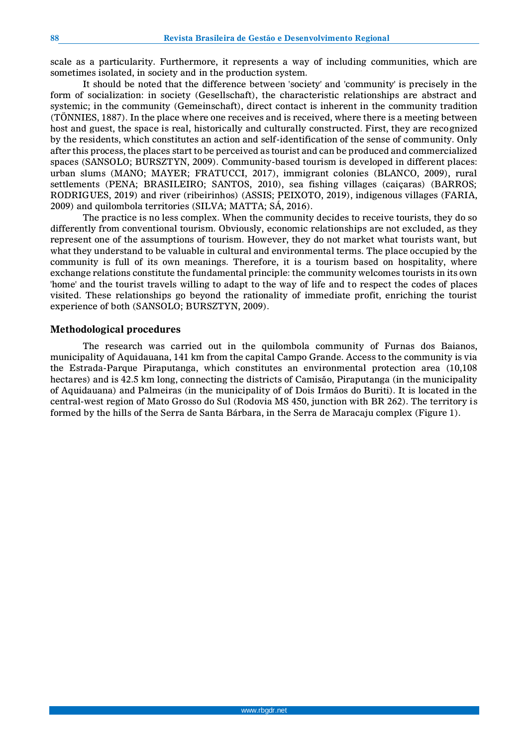scale as a particularity. Furthermore, it represents a way of including communities, which are sometimes isolated, in society and in the production system.

It should be noted that the difference between 'society' and 'community' is precisely in the form of socialization: in society (Gesellschaft), the characteristic relationships are abstract and systemic; in the community (Gemeinschaft), direct contact is inherent in the community tradition (TÖNNIES, 1887). In the place where one receives and is received, where there is a meeting between host and guest, the space is real, historically and culturally constructed. First, they are recognized by the residents, which constitutes an action and self-identification of the sense of community. Only after this process, the places start to be perceived as tourist and can be produced and commercialized spaces (SANSOLO; BURSZTYN, 2009). Community-based tourism is developed in different places: urban slums (MANO; MAYER; FRATUCCI, 2017), immigrant colonies (BLANCO, 2009), rural settlements (PENA; BRASILEIRO; SANTOS, 2010), sea fishing villages (caiçaras) (BARROS; RODRIGUES, 2019) and river (ribeirinhos) (ASSIS; PEIXOTO, 2019), indigenous villages (FARIA, 2009) and quilombola territories (SILVA; MATTA; SÁ, 2016).

The practice is no less complex. When the community decides to receive tourists, they do so differently from conventional tourism. Obviously, economic relationships are not excluded, as they represent one of the assumptions of tourism. However, they do not market what tourists want, but what they understand to be valuable in cultural and environmental terms. The place occupied by the community is full of its own meanings. Therefore, it is a tourism based on hospitality, where exchange relations constitute the fundamental principle: the community welcomes tourists in its own 'home' and the tourist travels willing to adapt to the way of life and to respect the codes of places visited. These relationships go beyond the rationality of immediate profit, enriching the tourist experience of both (SANSOLO; BURSZTYN, 2009).

## Methodological procedures

The research was carried out in the quilombola community of Furnas dos Baianos, municipality of Aquidauana, 141 km from the capital Campo Grande. Access to the community is via the Estrada-Parque Piraputanga, which constitutes an environmental protection area (10,108 hectares) and is 42.5 km long, connecting the districts of Camisão, Piraputanga (in the municipality of Aquidauana) and Palmeiras (in the municipality of of Dois Irmãos do Buriti). It is located in the central-west region of Mato Grosso do Sul (Rodovia MS 450, junction with BR 262). The territory is formed by the hills of the Serra de Santa Bárbara, in the Serra de Maracaju complex (Figure 1).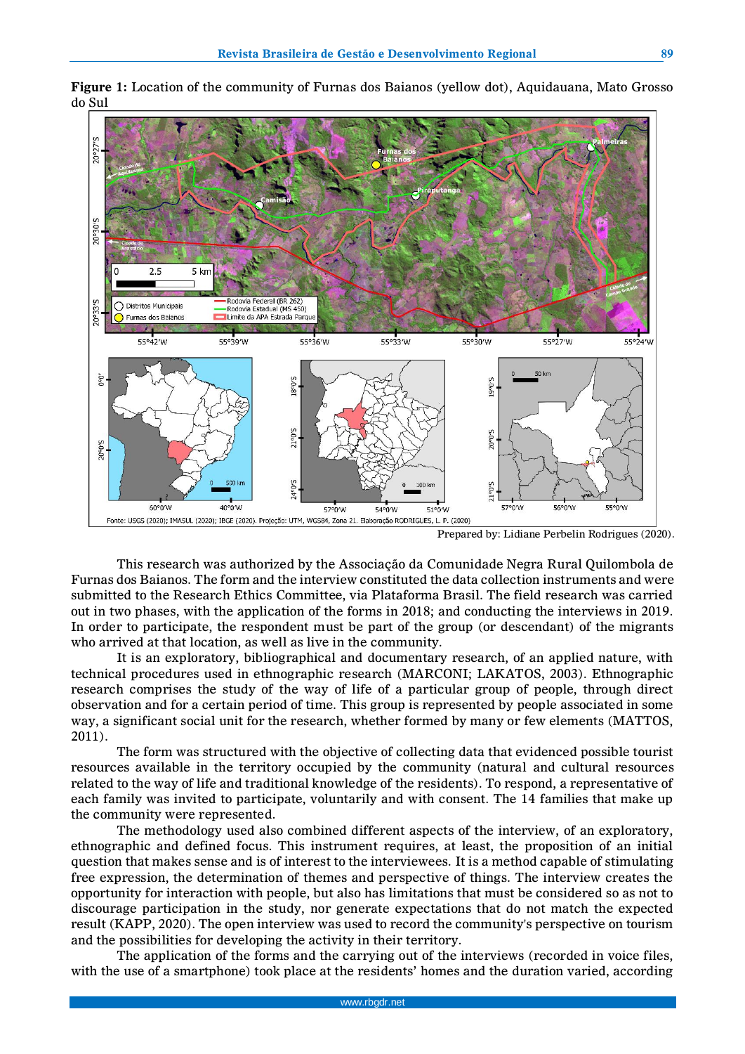**Figure 1:** Location of the community of Furnas dos Baianos (yellow dot), Aquidauana, Mato Grosso do Sul

Prepared by: Lidiane Perbelin Rodrigues (2020).

This research was authorized by the Associação da Comunidade Negra Rural Quilombola de Furnas dos Baianos. The form and the interview constituted the data collection instruments and were submitted to the Research Ethics Committee, via Plataforma Brasil. The field research was carried out in two phases, with the application of the forms in 2018; and conducting the interviews in 2019. In order to participate, the respondent must be part of the group (or descendant) of the migrants who arrived at that location, as well as live in the community.

It is an exploratory, bibliographical and documentary research, of an applied nature, with technical procedures used in ethnographic research (MARCONI; LAKATOS, 2003). Ethnographic research comprises the study of the way of life of a particular group of people, through direct observation and for a certain period of time. This group is represented by people associated in some way, a significant social unit for the research, whether formed by many or few elements (MATTOS, 2011).

The form was structured with the objective of collecting data that evidenced possible tourist resources available in the territory occupied by the community (natural and cultural resources related to the way of life and traditional knowledge of the residents). To respond, a representative of each family was invited to participate, voluntarily and with consent. The 14 families that make up the community were represented.

The methodology used also combined different aspects of the interview, of an exploratory, ethnographic and defined focus. This instrument requires, at least, the proposition of an initial question that makes sense and is of interest to the interviewees. It is a method capable of stimulating free expression, the determination of themes and perspective of things. The interview creates the opportunity for interaction with people, but also has limitations that must be considered so as not to discourage participation in the study, nor generate expectations that do not match the expected result (KAPP, 2020). The open interview was used to record the community's perspective on tourism and the possibilities for developing the activity in their territory.

The application of the forms and the carrying out of the interviews (recorded in voice files, with the use of a smartphone) took place at the residents' homes and the duration varied, according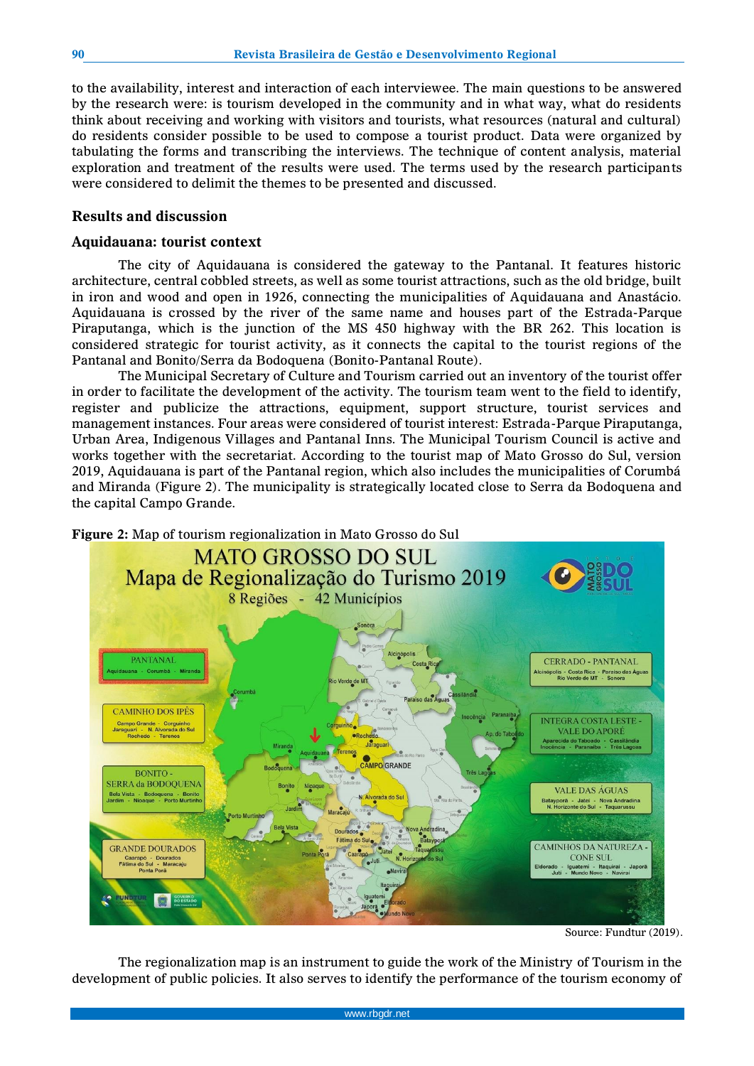to the availability, interest and interaction of each interviewee. The main questions to be answered by the research were: is tourism developed in the community and in what way, what do residents think about receiving and working with visitors and tourists, what resources (natural and cultural) do residents consider possible to be used to compose a tourist product. Data were organized by tabulating the forms and transcribing the interviews. The technique of content analysis, material exploration and treatment of the results were used. The terms used by the research participants were considered to delimit the themes to be presented and discussed.

## Results and discussion

### Aquidauana: tourist context

The city of Aquidauana is considered the gateway to the Pantanal. It features historic architecture, central cobbled streets, as well as some tourist attractions, such as the old bridge, built in iron and wood and open in 1926, connecting the municipalities of Aquidauana and Anastácio. Aquidauana is crossed by the river of the same name and houses part of the Estrada-Parque Piraputanga, which is the junction of the MS 450 highway with the BR 262. This location is considered strategic for tourist activity, as it connects the capital to the tourist regions of the Pantanal and Bonito/Serra da Bodoquena (Bonito-Pantanal Route).

The Municipal Secretary of Culture and Tourism carried out an inventory of the tourist offer in order to facilitate the development of the activity. The tourism team went to the field to identify, register and publicize the attractions, equipment, support structure, tourist services and management instances. Four areas were considered of tourist interest: Estrada-Parque Piraputanga, Urban Area, Indigenous Villages and Pantanal Inns. The Municipal Tourism Council is active and works together with the secretariat. According to the tourist map of Mato Grosso do Sul, version 2019, Aquidauana is part of the Pantanal region, which also includes the municipalities of Corumbá and Miranda (Figure 2). The municipality is strategically located close to Serra da Bodoquena and the capital Campo Grande.

**Figure 2:** Map of tourism regionalization in Mato Grosso do Sul

Source: Fundtur (2019).

The regionalization map is an instrument to guide the work of the Ministry of Tourism in the development of public policies. It also serves to identify the performance of the tourism economy of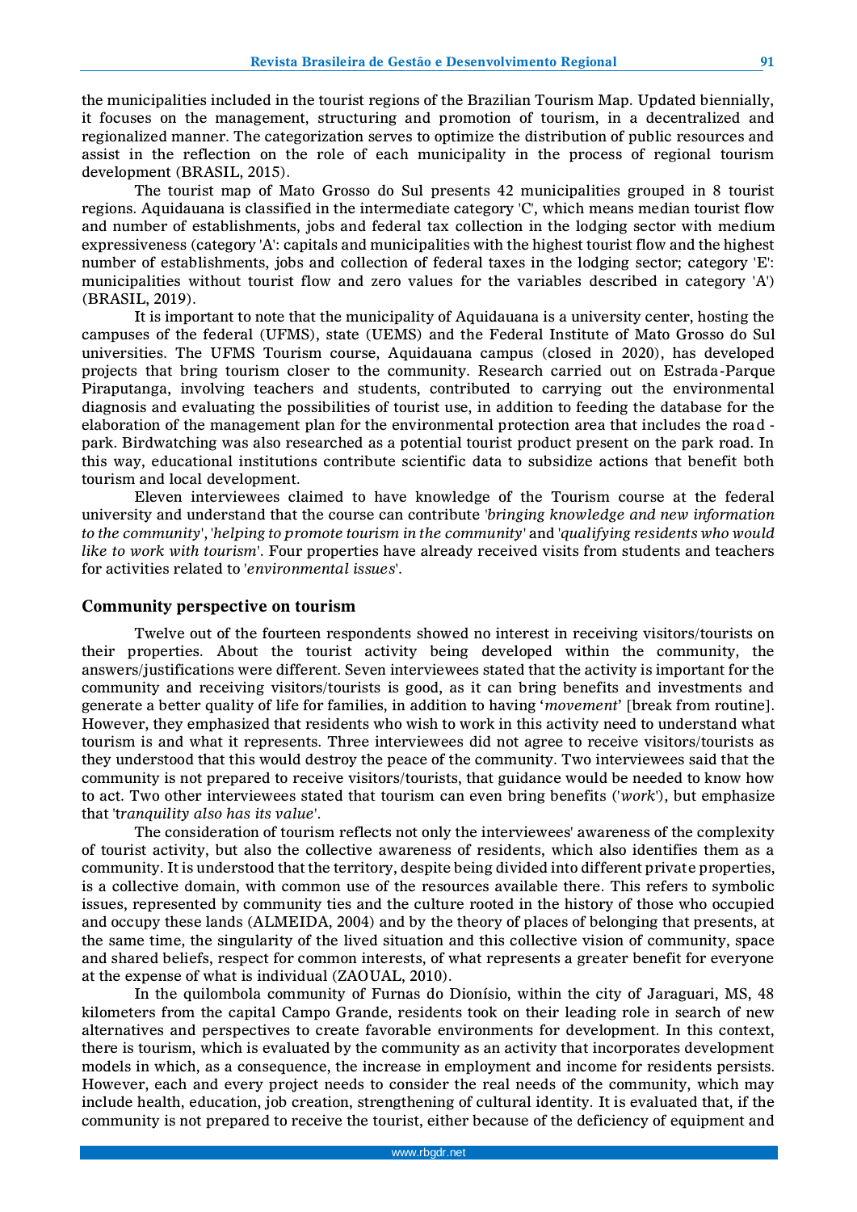the municipalities included in the tourist regions of the Brazilian Tourism Map. Updated biennially, it focuses on the management, structuring and promotion of tourism, in a decentralized and regionalized manner. The categorization serves to optimize the distribution of public resources and assist in the reflection on the role of each municipality in the process of regional tourism development (BRASIL, 2015).

The tourist map of Mato Grosso do Sul presents 42 municipalities grouped in 8 tourist regions. Aquidauana is classified in the intermediate category 'C', which means median tourist flow and number of establishments, jobs and federal tax collection in the lodging sector with medium expressiveness (category 'A': capitals and municipalities with the highest tourist flow and the highest number of establishments, jobs and collection of federal taxes in the lodging sector; category 'E': municipalities without tourist flow and zero values for the variables described in category 'A') (BRASIL, 2019).

It is important to note that the municipality of Aquidauana is a university center, hosting the campuses of the federal (UFMS), state (UEMS) and the Federal Institute of Mato Grosso do Sul universities. The UFMS Tourism course, Aquidauana campus (closed in 2020), has developed projects that bring tourism closer to the community. Research carried out on Estrada-Parque Piraputanga, involving teachers and students, contributed to carrying out the environmental diagnosis and evaluating the possibilities of tourist use, in addition to feeding the database for the elaboration of the management plan for the environmental protection area that includes the road-park. Birdwatching was also researched as a potential tourist product present on the park road. In this way, educational institutions contribute scientific data to subsidize actions that benefit both tourism and local development.

Eleven interviewees claimed to have knowledge of the Tourism course at the federal university and understand that the course can contribute '*bringing knowledge and new information to the community*', '*helping to promote tourism in the community*' and '*qualifying residents who would like to work with tourism*'. Four properties have already received visits from students and teachers for activities related to '*environmental issues*'.

## Community perspective on tourism

Twelve out of the fourteen respondents showed no interest in receiving visitors/tourists on their properties. About the tourist activity being developed within the community, the answers/justifications were different. Seven interviewees stated that the activity is important for the community and receiving visitors/tourists is good, as it can bring benefits and investments and generate a better quality of life for families, in addition to having '*movement*' [break from routine]. However, they emphasized that residents who wish to work in this activity need to understand what tourism is and what it represents. Three interviewees did not agree to receive visitors/tourists as they understood that this would destroy the peace of the community. Two interviewees said that the community is not prepared to receive visitors/tourists, that guidance would be needed to know how to act. Two other interviewees stated that tourism can even bring benefits ('*work*'), but emphasize that '*tranquility also has its value*'.

The consideration of tourism reflects not only the interviewees' awareness of the complexity of tourist activity, but also the collective awareness of residents, which also identifies them as a community. It is understood that the territory, despite being divided into different private properties, is a collective domain, with common use of the resources available there. This refers to symbolic issues, represented by community ties and the culture rooted in the history of those who occupied and occupy these lands (ALMEIDA, 2004) and by the theory of places of belonging that presents, at the same time, the singularity of the lived situation and this collective vision of community, space and shared beliefs, respect for common interests, of what represents a greater benefit for everyone at the expense of what is individual (ZAOUAL, 2010).

In the quilombola community of Furnas do Dionísio, within the city of Jaraguari, MS, 48 kilometers from the capital Campo Grande, residents took on their leading role in search of new alternatives and perspectives to create favorable environments for development. In this context, there is tourism, which is evaluated by the community as an activity that incorporates development models in which, as a consequence, the increase in employment and income for residents persists. However, each and every project needs to consider the real needs of the community, which may include health, education, job creation, strengthening of cultural identity. It is evaluated that, if the community is not prepared to receive the tourist, either because of the deficiency of equipment and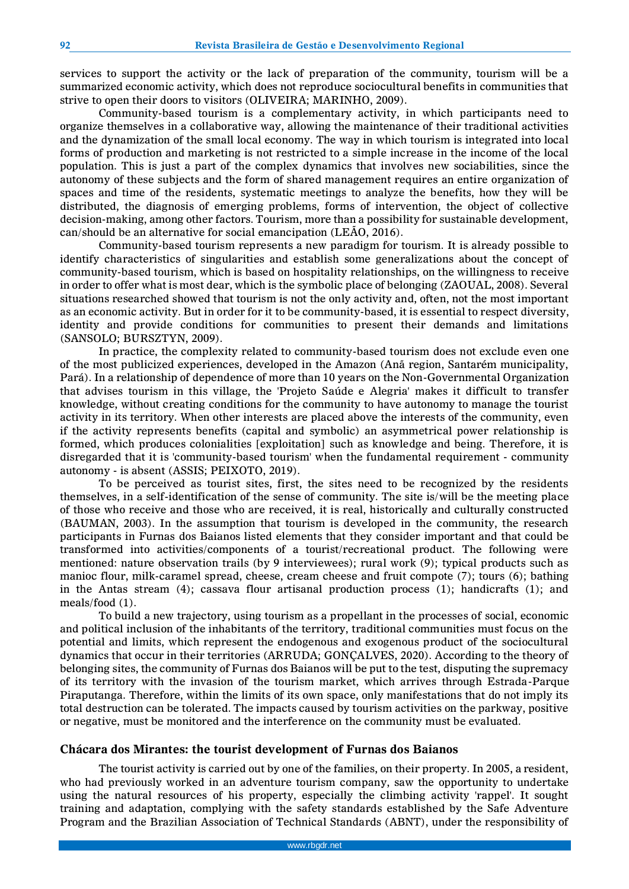services to support the activity or the lack of preparation of the community, tourism will be a summarized economic activity, which does not reproduce sociocultural benefits in communities that strive to open their doors to visitors (OLIVEIRA; MARINHO, 2009).

Community-based tourism is a complementary activity, in which participants need to organize themselves in a collaborative way, allowing the maintenance of their traditional activities and the dynamization of the small local economy. The way in which tourism is integrated into local forms of production and marketing is not restricted to a simple increase in the income of the local population. This is just a part of the complex dynamics that involves new sociabilities, since the autonomy of these subjects and the form of shared management requires an entire organization of spaces and time of the residents, systematic meetings to analyze the benefits, how they will be distributed, the diagnosis of emerging problems, forms of intervention, the object of collective decision-making, among other factors. Tourism, more than a possibility for sustainable development, can/should be an alternative for social emancipation (LEÃO, 2016).

Community-based tourism represents a new paradigm for tourism. It is already possible to identify characteristics of singularities and establish some generalizations about the concept of community-based tourism, which is based on hospitality relationships, on the willingness to receive in order to offer what is most dear, which is the symbolic place of belonging (ZAOUAL, 2008). Several situations researched showed that tourism is not the only activity and, often, not the most important as an economic activity. But in order for it to be community-based, it is essential to respect diversity, identity and provide conditions for communities to present their demands and limitations (SANSOLO; BURSZTYN, 2009).

In practice, the complexity related to community-based tourism does not exclude even one of the most publicized experiences, developed in the Amazon (Anã region, Santarém municipality, Pará). In a relationship of dependence of more than 10 years on the Non-Governmental Organization that advises tourism in this village, the 'Projeto Saúde e Alegria' makes it difficult to transfer knowledge, without creating conditions for the community to have autonomy to manage the tourist activity in its territory. When other interests are placed above the interests of the community, even if the activity represents benefits (capital and symbolic) an asymmetrical power relationship is formed, which produces colonialities [exploitation] such as knowledge and being. Therefore, it is disregarded that it is 'community-based tourism' when the fundamental requirement - community autonomy - is absent (ASSIS; PEIXOTO, 2019).

To be perceived as tourist sites, first, the sites need to be recognized by the residents themselves, in a self-identification of the sense of community. The site is/will be the meeting place of those who receive and those who are received, it is real, historically and culturally constructed (BAUMAN, 2003). In the assumption that tourism is developed in the community, the research participants in Furnas dos Baianos listed elements that they consider important and that could be transformed into activities/components of a tourist/recreational product. The following were mentioned: nature observation trails (by 9 interviewees); rural work (9); typical products such as manioc flour, milk-caramel spread, cheese, cream cheese and fruit compote (7); tours (6); bathing in the Antas stream (4); cassava flour artisanal production process (1); handicrafts (1); and meals/food (1).

To build a new trajectory, using tourism as a propellant in the processes of social, economic and political inclusion of the inhabitants of the territory, traditional communities must focus on the potential and limits, which represent the endogenous and exogenous product of the sociocultural dynamics that occur in their territories (ARRUDA; GONÇALVES, 2020). According to the theory of belonging sites, the community of Furnas dos Baianos will be put to the test, disputing the supremacy of its territory with the invasion of the tourism market, which arrives through Estrada-Parque Piraputanga. Therefore, within the limits of its own space, only manifestations that do not imply its total destruction can be tolerated. The impacts caused by tourism activities on the parkway, positive or negative, must be monitored and the interference on the community must be evaluated.

## Chácara dos Mirantes: the tourist development of Furnas dos Baianos

The tourist activity is carried out by one of the families, on their property. In 2005, a resident, who had previously worked in an adventure tourism company, saw the opportunity to undertake using the natural resources of his property, especially the climbing activity 'rappel'. It sought training and adaptation, complying with the safety standards established by the Safe Adventure Program and the Brazilian Association of Technical Standards (ABNT), under the responsibility of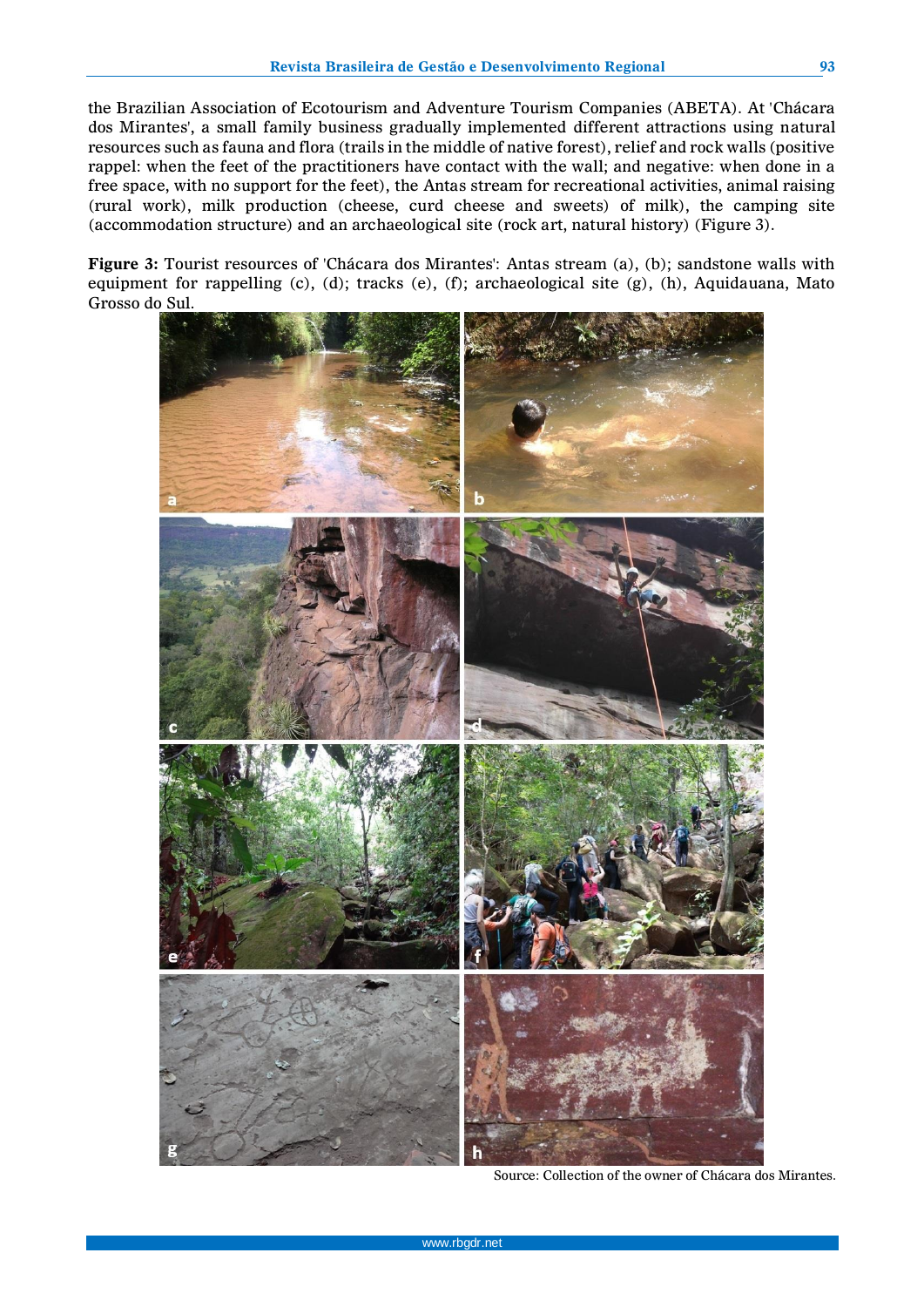the Brazilian Association of Ecotourism and Adventure Tourism Companies (ABETA). At 'Chácara dos Mirantes', a small family business gradually implemented different attractions using natural resources such as fauna and flora (trails in the middle of native forest), relief and rock walls (positive rappel: when the feet of the practitioners have contact with the wall; and negative: when done in a free space, with no support for the feet), the Antas stream for recreational activities, animal raising (rural work), milk production (cheese, curd cheese and sweets) of milk), the camping site (accommodation structure) and an archaeological site (rock art, natural history) (Figure 3).

**Figure 3:** Tourist resources of 'Chácara dos Mirantes': Antas stream (a), (b); sandstone walls with equipment for rappelling (c), (d); tracks (e), (f); archaeological site (g), (h), Aquidauana, Mato Grosso do Sul.

Source: Collection of the owner of Chácara dos Mirantes.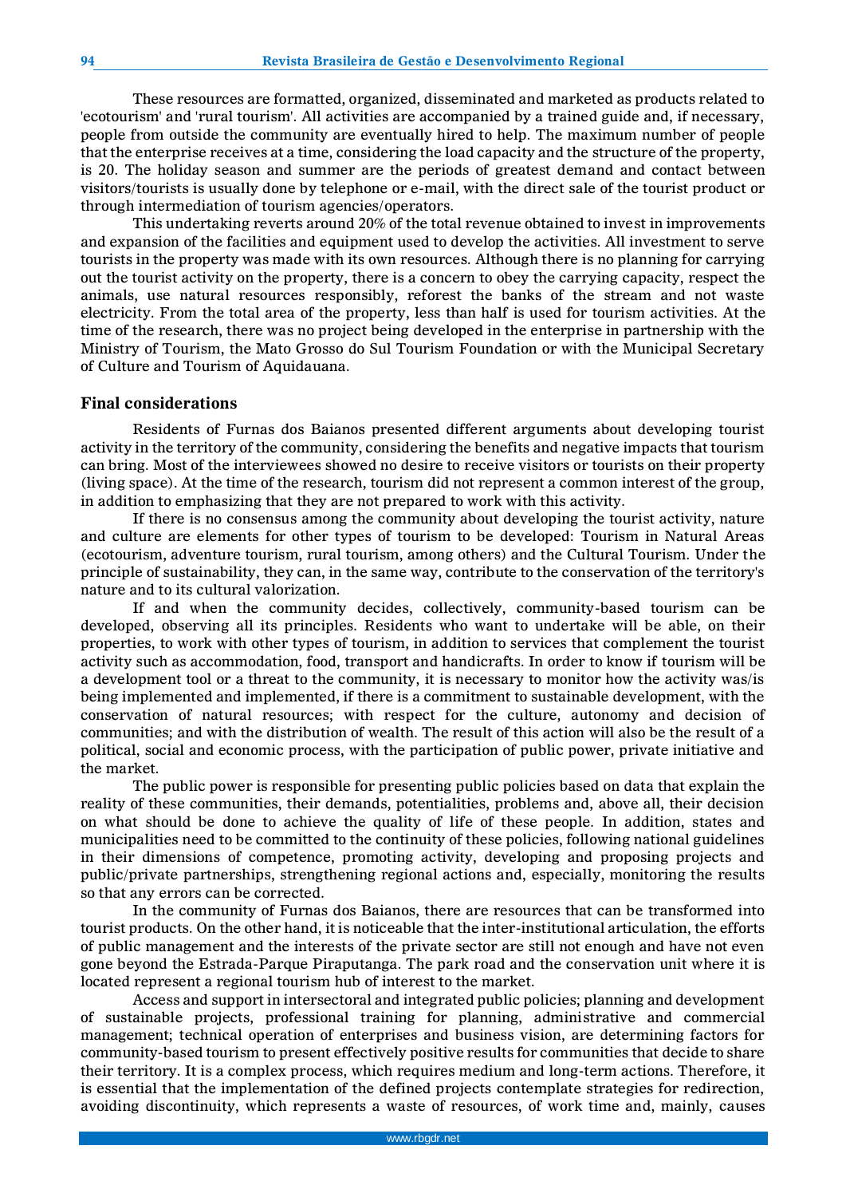These resources are formatted, organized, disseminated and marketed as products related to 'ecotourism' and 'rural tourism'. All activities are accompanied by a trained guide and, if necessary, people from outside the community are eventually hired to help. The maximum number of people that the enterprise receives at a time, considering the load capacity and the structure of the property, is 20. The holiday season and summer are the periods of greatest demand and contact between visitors/tourists is usually done by telephone or e-mail, with the direct sale of the tourist product or through intermediation of tourism agencies/operators.

This undertaking reverts around 20% of the total revenue obtained to invest in improvements and expansion of the facilities and equipment used to develop the activities. All investment to serve tourists in the property was made with its own resources. Although there is no planning for carrying out the tourist activity on the property, there is a concern to obey the carrying capacity, respect the animals, use natural resources responsibly, reforest the banks of the stream and not waste electricity. From the total area of the property, less than half is used for tourism activities. At the time of the research, there was no project being developed in the enterprise in partnership with the Ministry of Tourism, the Mato Grosso do Sul Tourism Foundation or with the Municipal Secretary of Culture and Tourism of Aquidauana.

## Final considerations

Residents of Furnas dos Baianos presented different arguments about developing tourist activity in the territory of the community, considering the benefits and negative impacts that tourism can bring. Most of the interviewees showed no desire to receive visitors or tourists on their property (living space). At the time of the research, tourism did not represent a common interest of the group, in addition to emphasizing that they are not prepared to work with this activity.

If there is no consensus among the community about developing the tourist activity, nature and culture are elements for other types of tourism to be developed: Tourism in Natural Areas (ecotourism, adventure tourism, rural tourism, among others) and the Cultural Tourism. Under the principle of sustainability, they can, in the same way, contribute to the conservation of the territory's nature and to its cultural valorization.

If and when the community decides, collectively, community-based tourism can be developed, observing all its principles. Residents who want to undertake will be able, on their properties, to work with other types of tourism, in addition to services that complement the tourist activity such as accommodation, food, transport and handicrafts. In order to know if tourism will be a development tool or a threat to the community, it is necessary to monitor how the activity was/is being implemented and implemented, if there is a commitment to sustainable development, with the conservation of natural resources; with respect for the culture, autonomy and decision of communities; and with the distribution of wealth. The result of this action will also be the result of a political, social and economic process, with the participation of public power, private initiative and the market.

The public power is responsible for presenting public policies based on data that explain the reality of these communities, their demands, potentialities, problems and, above all, their decision on what should be done to achieve the quality of life of these people. In addition, states and municipalities need to be committed to the continuity of these policies, following national guidelines in their dimensions of competence, promoting activity, developing and proposing projects and public/private partnerships, strengthening regional actions and, especially, monitoring the results so that any errors can be corrected.

In the community of Furnas dos Baianos, there are resources that can be transformed into tourist products. On the other hand, it is noticeable that the inter-institutional articulation, the efforts of public management and the interests of the private sector are still not enough and have not even gone beyond the Estrada-Parque Piraputanga. The park road and the conservation unit where it is located represent a regional tourism hub of interest to the market.

Access and support in intersectoral and integrated public policies; planning and development of sustainable projects, professional training for planning, administrative and commercial management; technical operation of enterprises and business vision, are determining factors for community-based tourism to present effectively positive results for communities that decide to share their territory. It is a complex process, which requires medium and long-term actions. Therefore, it is essential that the implementation of the defined projects contemplate strategies for redirection, avoiding discontinuity, which represents a waste of resources, of work time and, mainly, causes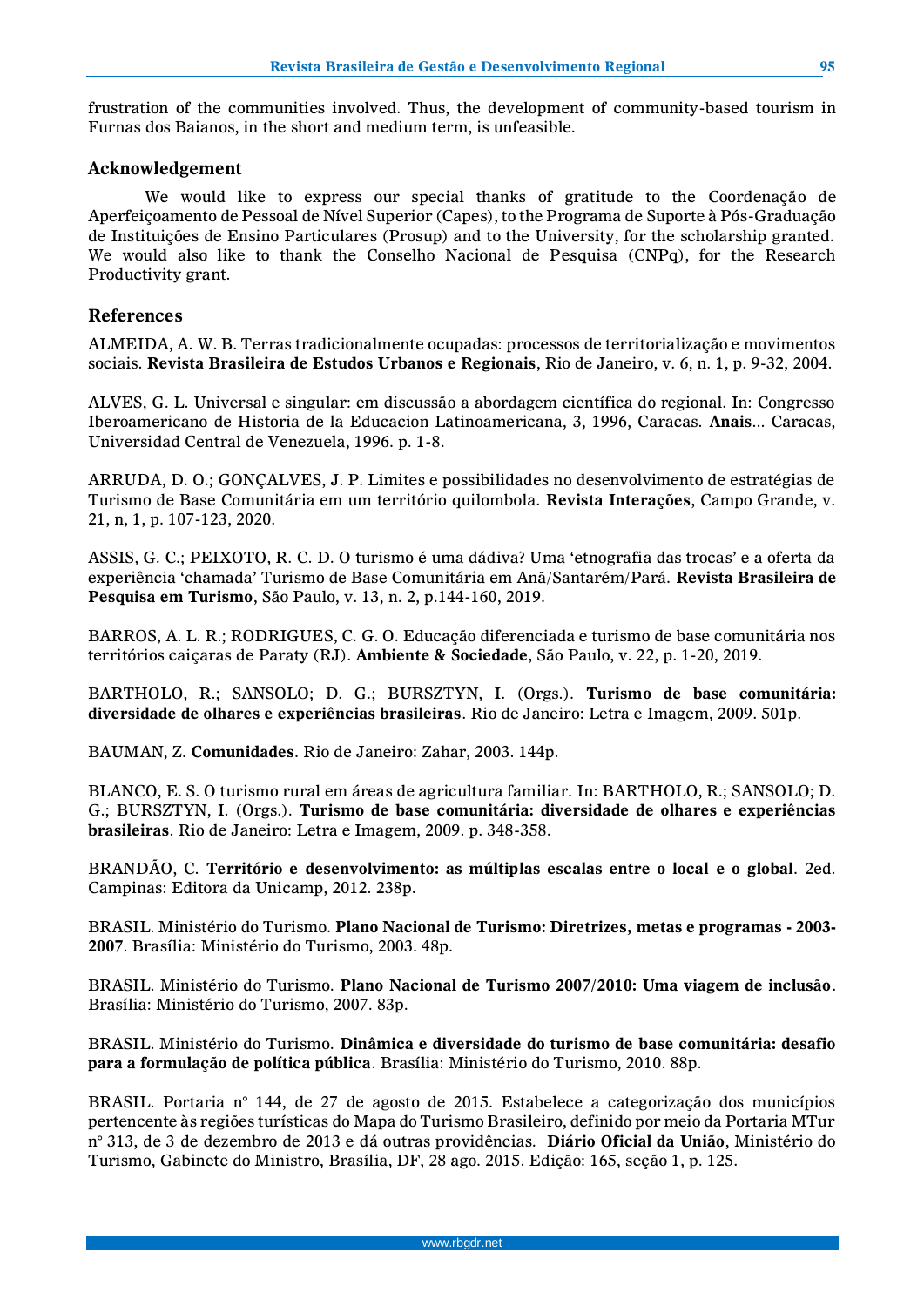frustration of the communities involved. Thus, the development of community-based tourism in Furnas dos Baianos, in the short and medium term, is unfeasible.

## Acknowledgement

We would like to express our special thanks of gratitude to the Coordenação de Aperfeiçoamento de Pessoal de Nível Superior (Capes), to the Programa de Suporte à Pós-Graduação de Instituições de Ensino Particulares (Prosup) and to the University, for the scholarship granted. We would also like to thank the Conselho Nacional de Pesquisa (CNPq), for the Research Productivity grant.

## References

ALMEIDA, A. W. B. Terras tradicionalmente ocupadas: processos de territorialização e movimentos sociais. **Revista Brasileira de Estudos Urbanos e Regionais**, Rio de Janeiro, v. 6, n. 1, p. 9-32, 2004.

ALVES, G. L. Universal e singular: em discussão a abordagem científica do regional. In: Congresso Iberoamericano de Historia de la Educacion Latinoamericana, 3, 1996, Caracas. **Anais**... Caracas, Universidad Central de Venezuela, 1996. p. 1-8.

ARRUDA, D. O.; GONÇALVES, J. P. Limites e possibilidades no desenvolvimento de estratégias de Turismo de Base Comunitária em um território quilombola. **Revista Interações**, Campo Grande, v. 21, n, 1, p. 107-123, 2020.

ASSIS, G. C.; PEIXOTO, R. C. D. O turismo é uma dádiva? Uma 'etnografia das trocas' e a oferta da experiência 'chamada' Turismo de Base Comunitária em Anã/Santarém/Pará. **Revista Brasileira de Pesquisa em Turismo**, São Paulo, v. 13, n. 2, p.144-160, 2019.

BARROS, A. L. R.; RODRIGUES, C. G. O. Educação diferenciada e turismo de base comunitária nos territórios caiçaras de Paraty (RJ). **Ambiente & Sociedade**, São Paulo, v. 22, p. 1-20, 2019.

BARTHOLO, R.; SANSOLO; D. G.; BURSZTYN, I. (Orgs.). **Turismo de base comunitária: diversidade de olhares e experiências brasileiras**. Rio de Janeiro: Letra e Imagem, 2009. 501p.

BAUMAN, Z. **Comunidades**. Rio de Janeiro: Zahar, 2003. 144p.

BLANCO, E. S. O turismo rural em áreas de agricultura familiar. In: BARTHOLO, R.; SANSOLO; D. G.; BURSZTYN, I. (Orgs.). **Turismo de base comunitária: diversidade de olhares e experiências brasileiras**. Rio de Janeiro: Letra e Imagem, 2009. p. 348-358.

BRANDÃO, C. **Território e desenvolvimento: as múltiplas escalas entre o local e o global**. 2ed. Campinas: Editora da Unicamp, 2012. 238p.

BRASIL. Ministério do Turismo. **Plano Nacional de Turismo: Diretrizes, metas e programas - 2003-2007**. Brasília: Ministério do Turismo, 2003. 48p.

BRASIL. Ministério do Turismo. **Plano Nacional de Turismo 2007/2010: Uma viagem de inclusão**. Brasília: Ministério do Turismo, 2007. 83p.

BRASIL. Ministério do Turismo. **Dinâmica e diversidade do turismo de base comunitária: desafio para a formulação de política pública**. Brasília: Ministério do Turismo, 2010. 88p.

BRASIL. Portaria n° 144, de 27 de agosto de 2015. Estabelece a categorização dos municípios pertencente às regiões turísticas do Mapa do Turismo Brasileiro, definido por meio da Portaria MTur n° 313, de 3 de dezembro de 2013 e dá outras providências. **Diário Oficial da União**, Ministério do Turismo, Gabinete do Ministro, Brasília, DF, 28 ago. 2015. Edição: 165, seção 1, p. 125.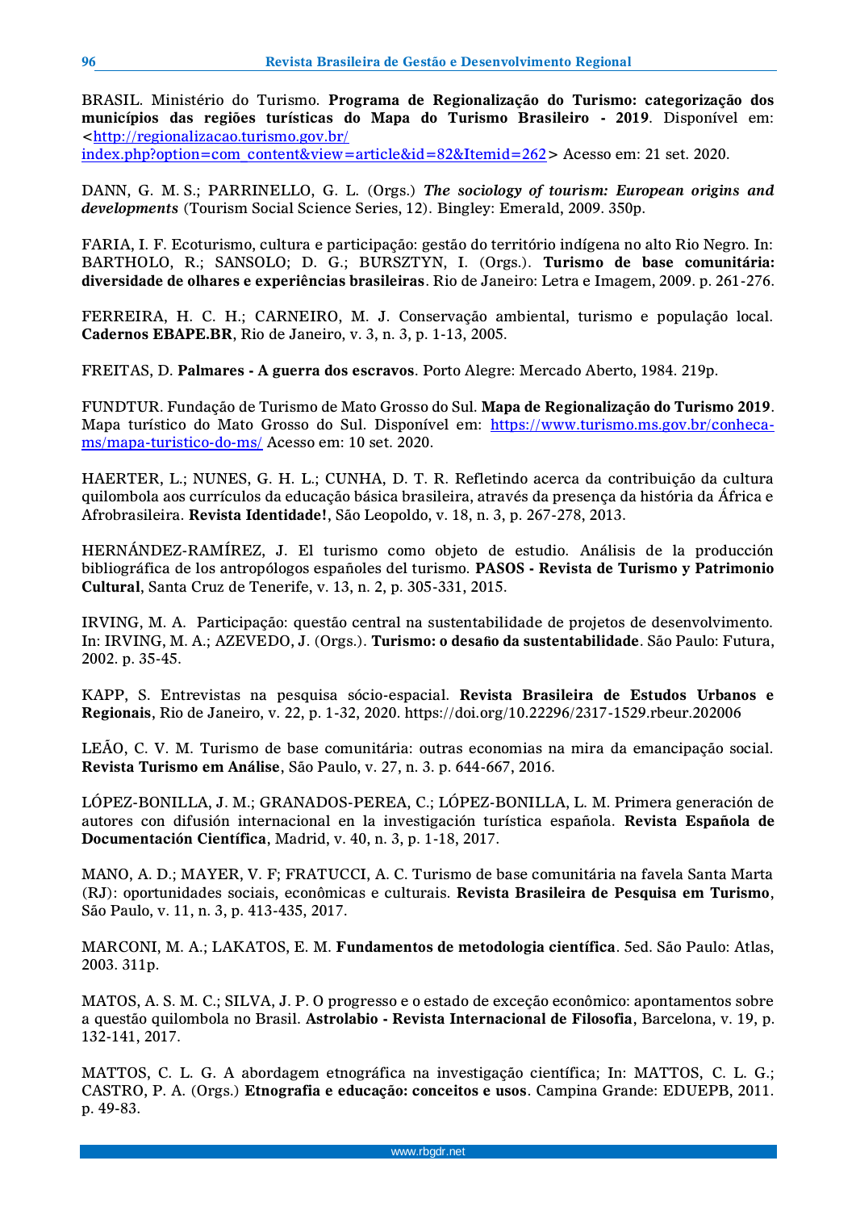BRASIL. Ministério do Turismo. **Programa de Regionalização do Turismo: categorização dos municípios das regiões turísticas do Mapa do Turismo Brasileiro - 2019**. Disponível em: <http://regionalizacao.turismo.gov.br/index.php?option=com_content&view=article&id=82&Itemid=262> Acesso em: 21 set. 2020.

DANN, G. M. S.; PARRINELLO, G. L. (Orgs.) ***The sociology of tourism: European origins and developments*** (Tourism Social Science Series, 12). Bingley: Emerald, 2009. 350p.

FARIA, I. F. Ecoturismo, cultura e participação: gestão do território indígena no alto Rio Negro. In: BARTHOLO, R.; SANSOLO; D. G.; BURSZTYN, I. (Orgs.). **Turismo de base comunitária: diversidade de olhares e experiências brasileiras**. Rio de Janeiro: Letra e Imagem, 2009. p. 261-276.

FERREIRA, H. C. H.; CARNEIRO, M. J. Conservação ambiental, turismo e população local. **Cadernos EBAPE.BR**, Rio de Janeiro, v. 3, n. 3, p. 1-13, 2005.

FREITAS, D. **Palmares - A guerra dos escravos**. Porto Alegre: Mercado Aberto, 1984. 219p.

FUNDTUR. Fundação de Turismo de Mato Grosso do Sul. **Mapa de Regionalização do Turismo 2019**. Mapa turístico do Mato Grosso do Sul. Disponível em: https://www.turismo.ms.gov.br/conheca-ms/mapa-turistico-do-ms/ Acesso em: 10 set. 2020.

HAERTER, L.; NUNES, G. H. L.; CUNHA, D. T. R. Refletindo acerca da contribuição da cultura quilombola aos currículos da educação básica brasileira, através da presença da história da África e Afrobrasileira. **Revista Identidade!**, São Leopoldo, v. 18, n. 3, p. 267-278, 2013.

HERNÁNDEZ-RAMÍREZ, J. El turismo como objeto de estudio. Análisis de la producción bibliográfica de los antropólogos españoles del turismo. **PASOS - Revista de Turismo y Patrimonio Cultural**, Santa Cruz de Tenerife, v. 13, n. 2, p. 305-331, 2015.

IRVING, M. A. Participação: questão central na sustentabilidade de projetos de desenvolvimento. In: IRVING, M. A.; AZEVEDO, J. (Orgs.). **Turismo: o desafio da sustentabilidade**. São Paulo: Futura, 2002. p. 35-45.

KAPP, S. Entrevistas na pesquisa sócio-espacial. **Revista Brasileira de Estudos Urbanos e Regionais**, Rio de Janeiro, v. 22, p. 1-32, 2020. https://doi.org/10.22296/2317-1529.rbeur.202006

LEÃO, C. V. M. Turismo de base comunitária: outras economias na mira da emancipação social. **Revista Turismo em Análise**, São Paulo, v. 27, n. 3. p. 644-667, 2016.

LÓPEZ-BONILLA, J. M.; GRANADOS-PEREA, C.; LÓPEZ-BONILLA, L. M. Primera generación de autores con difusión internacional en la investigación turística española. **Revista Española de Documentación Científica**, Madrid, v. 40, n. 3, p. 1-18, 2017.

MANO, A. D.; MAYER, V. F; FRATUCCI, A. C. Turismo de base comunitária na favela Santa Marta (RJ): oportunidades sociais, econômicas e culturais. **Revista Brasileira de Pesquisa em Turismo**, São Paulo, v. 11, n. 3, p. 413-435, 2017.

MARCONI, M. A.; LAKATOS, E. M. **Fundamentos de metodologia científica**. 5ed. São Paulo: Atlas, 2003. 311p.

MATOS, A. S. M. C.; SILVA, J. P. O progresso e o estado de exceção econômico: apontamentos sobre a questão quilombola no Brasil. **Astrolabio - Revista Internacional de Filosofia**, Barcelona, v. 19, p. 132-141, 2017.

MATTOS, C. L. G. A abordagem etnográfica na investigação científica; In: MATTOS, C. L. G.; CASTRO, P. A. (Orgs.) **Etnografia e educação: conceitos e usos**. Campina Grande: EDUEPB, 2011. p. 49-83.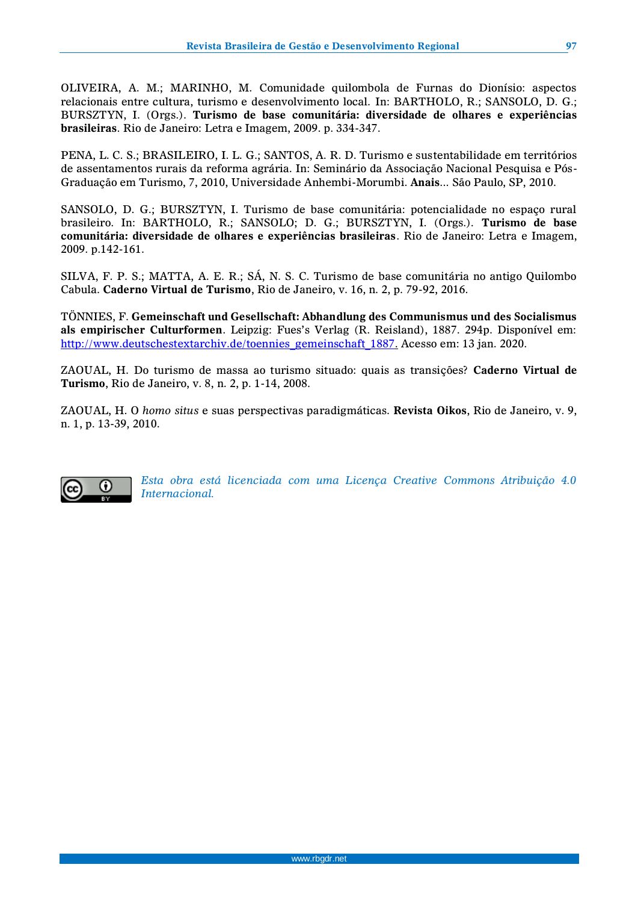OLIVEIRA, A. M.; MARINHO, M. Comunidade quilombola de Furnas do Dionísio: aspectos relacionais entre cultura, turismo e desenvolvimento local. In: BARTHOLO, R.; SANSOLO, D. G.; BURSZTYN, I. (Orgs.). **Turismo de base comunitária: diversidade de olhares e experiências brasileiras**. Rio de Janeiro: Letra e Imagem, 2009. p. 334-347.

PENA, L. C. S.; BRASILEIRO, I. L. G.; SANTOS, A. R. D. Turismo e sustentabilidade em territórios de assentamentos rurais da reforma agrária. In: Seminário da Associação Nacional Pesquisa e Pós-Graduação em Turismo, 7, 2010, Universidade Anhembi-Morumbi. **Anais**... São Paulo, SP, 2010.

SANSOLO, D. G.; BURSZTYN, I. Turismo de base comunitária: potencialidade no espaço rural brasileiro. In: BARTHOLO, R.; SANSOLO; D. G.; BURSZTYN, I. (Orgs.). **Turismo de base comunitária: diversidade de olhares e experiências brasileiras**. Rio de Janeiro: Letra e Imagem, 2009. p.142-161.

SILVA, F. P. S.; MATTA, A. E. R.; SÁ, N. S. C. Turismo de base comunitária no antigo Quilombo Cabula. **Caderno Virtual de Turismo**, Rio de Janeiro, v. 16, n. 2, p. 79-92, 2016.

TÖNNIES, F. **Gemeinschaft und Gesellschaft: Abhandlung des Communismus und des Socialismus als empirischer Culturformen**. Leipzig: Fues's Verlag (R. Reisland), 1887. 294p. Disponível em: http://www.deutschestextarchiv.de/toennies_gemeinschaft_1887. Acesso em: 13 jan. 2020.

ZAOUAL, H. Do turismo de massa ao turismo situado: quais as transições? **Caderno Virtual de Turismo**, Rio de Janeiro, v. 8, n. 2, p. 1-14, 2008.

ZAOUAL, H. O *homo situs* e suas perspectivas paradigmáticas. **Revista Oikos**, Rio de Janeiro, v. 9, n. 1, p. 13-39, 2010.

*Esta obra está licenciada com uma Licença Creative Commons Atribuição 4.0 Internacional.*